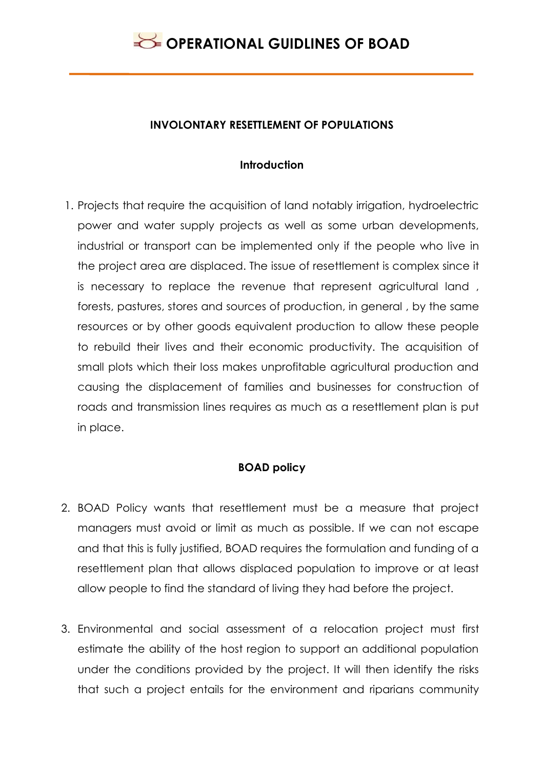# OPERATIONAL GUIDLINES OF BOAD

## INVOLONTARY RESETTLEMENT OF POPULATIONS

### Introduction

1. Projects that require the acquisition of land notably irrigation, hydroelectric power and water supply projects as well as some urban developments, industrial or transport can be implemented only if the people who live in the project area are displaced. The issue of resettlement is complex since it is necessary to replace the revenue that represent agricultural land , forests, pastures, stores and sources of production, in general , by the same resources or by other goods equivalent production to allow these people to rebuild their lives and their economic productivity. The acquisition of small plots which their loss makes unprofitable agricultural production and causing the displacement of families and businesses for construction of roads and transmission lines requires as much as a resettlement plan is put in place.

### BOAD policy

2. BOAD Policy wants that resettlement must be a measure that project managers must avoid or limit as much as possible. If we can not escape and that this is fully justified, BOAD requires the formulation and funding of a resettlement plan that allows displaced population to improve or at least allow people to find the standard of living they had before the project.

3. Environmental and social assessment of a relocation project must first estimate the ability of the host region to support an additional population under the conditions provided by the project. It will then identify the risks that such a project entails for the environment and riparians community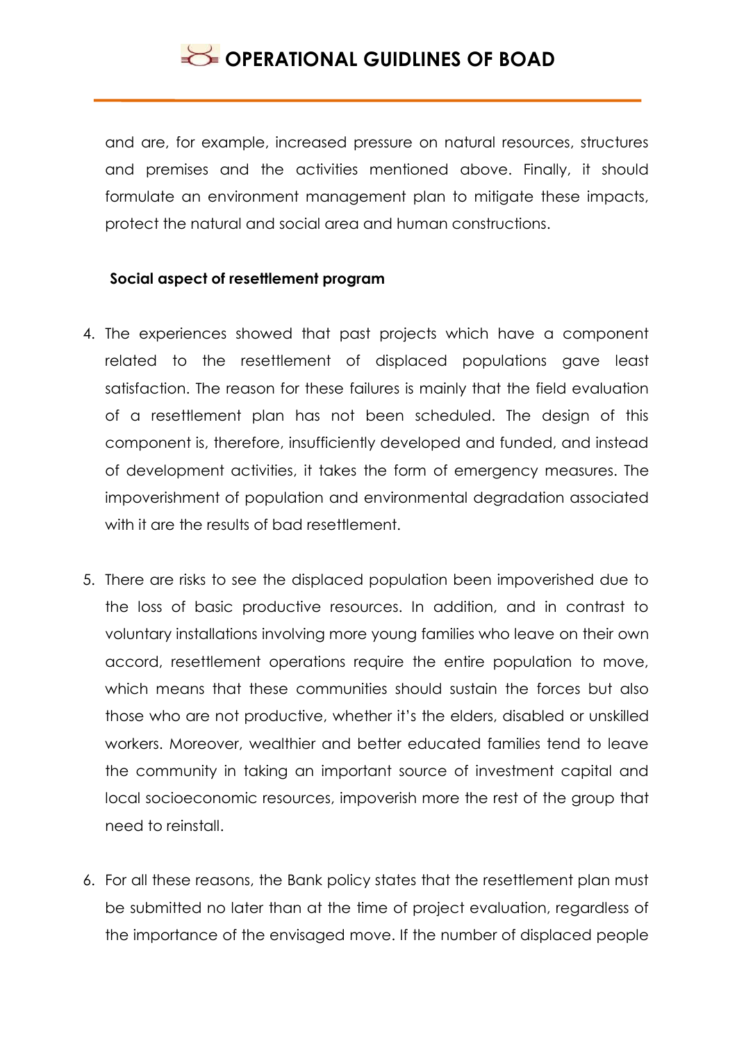and are, for example, increased pressure on natural resources, structures and premises and the activities mentioned above. Finally, it should formulate an environment management plan to mitigate these impacts, protect the natural and social area and human constructions.

**Social aspect of resettlement program**

4. The experiences showed that past projects which have a component related to the resettlement of displaced populations gave least satisfaction. The reason for these failures is mainly that the field evaluation of a resettlement plan has not been scheduled. The design of this component is, therefore, insufficiently developed and funded, and instead of development activities, it takes the form of emergency measures. The impoverishment of population and environmental degradation associated with it are the results of bad resettlement.

5. There are risks to see the displaced population been impoverished due to the loss of basic productive resources. In addition, and in contrast to voluntary installations involving more young families who leave on their own accord, resettlement operations require the entire population to move, which means that these communities should sustain the forces but also those who are not productive, whether it's the elders, disabled or unskilled workers. Moreover, wealthier and better educated families tend to leave the community in taking an important source of investment capital and local socioeconomic resources, impoverish more the rest of the group that need to reinstall.

6. For all these reasons, the Bank policy states that the resettlement plan must be submitted no later than at the time of project evaluation, regardless of the importance of the envisaged move. If the number of displaced people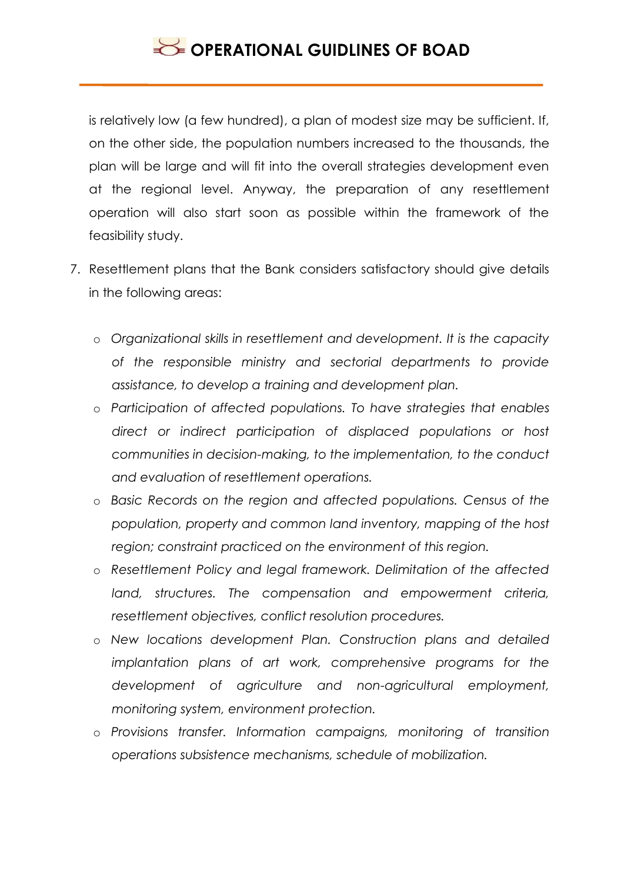is relatively low (a few hundred), a plan of modest size may be sufficient. If, on the other side, the population numbers increased to the thousands, the plan will be large and will fit into the overall strategies development even at the regional level. Anyway, the preparation of any resettlement operation will also start soon as possible within the framework of the feasibility study.

7. Resettlement plans that the Bank considers satisfactory should give details in the following areas:

    - *Organizational skills in resettlement and development. It is the capacity of the responsible ministry and sectorial departments to provide assistance, to develop a training and development plan.*
    - *Participation of affected populations. To have strategies that enables direct or indirect participation of displaced populations or host communities in decision-making, to the implementation, to the conduct and evaluation of resettlement operations.*
    - *Basic Records on the region and affected populations. Census of the population, property and common land inventory, mapping of the host region; constraint practiced on the environment of this region.*
    - *Resettlement Policy and legal framework. Delimitation of the affected land, structures. The compensation and empowerment criteria, resettlement objectives, conflict resolution procedures.*
    - *New locations development Plan. Construction plans and detailed implantation plans of art work, comprehensive programs for the development of agriculture and non-agricultural employment, monitoring system, environment protection.*
    - *Provisions transfer. Information campaigns, monitoring of transition operations subsistence mechanisms, schedule of mobilization.*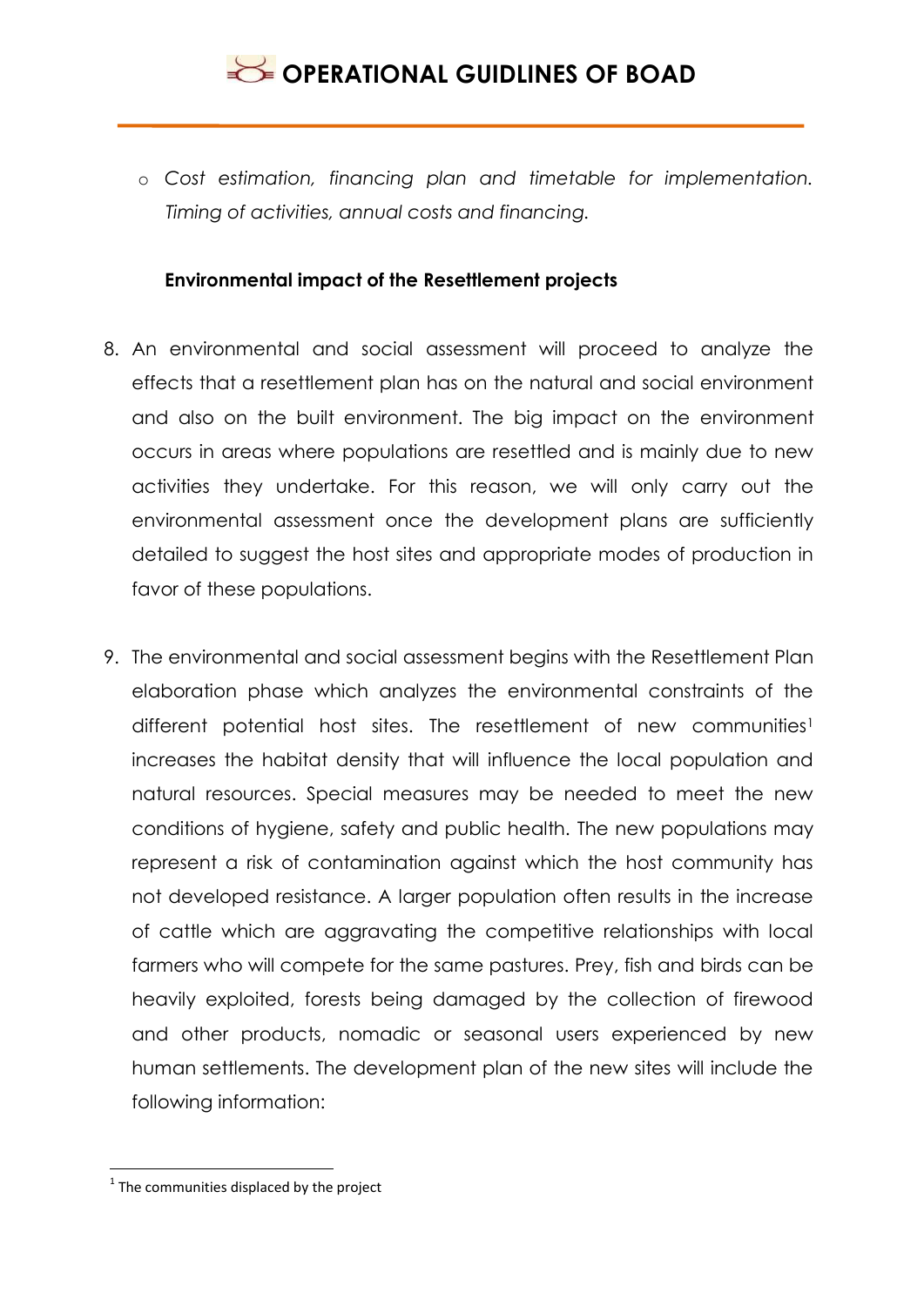- *Cost estimation, financing plan and timetable for implementation. Timing of activities, annual costs and financing.*

**Environmental impact of the Resettlement projects**

8. An environmental and social assessment will proceed to analyze the effects that a resettlement plan has on the natural and social environment and also on the built environment. The big impact on the environment occurs in areas where populations are resettled and is mainly due to new activities they undertake. For this reason, we will only carry out the environmental assessment once the development plans are sufficiently detailed to suggest the host sites and appropriate modes of production in favor of these populations.

9. The environmental and social assessment begins with the Resettlement Plan elaboration phase which analyzes the environmental constraints of the different potential host sites. The resettlement of new communities[1] increases the habitat density that will influence the local population and natural resources. Special measures may be needed to meet the new conditions of hygiene, safety and public health. The new populations may represent a risk of contamination against which the host community has not developed resistance. A larger population often results in the increase of cattle which are aggravating the competitive relationships with local farmers who will compete for the same pastures. Prey, fish and birds can be heavily exploited, forests being damaged by the collection of firewood and other products, nomadic or seasonal users experienced by new human settlements. The development plan of the new sites will include the following information:

[1] The communities displaced by the project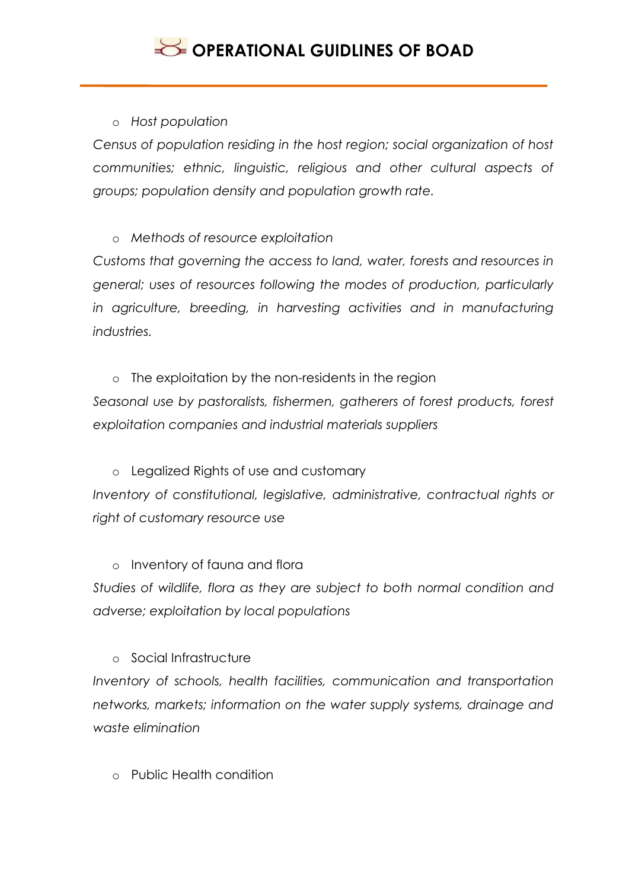- *Host population*

*Census of population residing in the host region; social organization of host communities; ethnic, linguistic, religious and other cultural aspects of groups; population density and population growth rate.*

- *Methods of resource exploitation*

*Customs that governing the access to land, water, forests and resources in general; uses of resources following the modes of production, particularly in agriculture, breeding, in harvesting activities and in manufacturing industries.*

- The exploitation by the non-residents in the region

*Seasonal use by pastoralists, fishermen, gatherers of forest products, forest exploitation companies and industrial materials suppliers*

- Legalized Rights of use and customary

*Inventory of constitutional, legislative, administrative, contractual rights or right of customary resource use*

- Inventory of fauna and flora

*Studies of wildlife, flora as they are subject to both normal condition and adverse; exploitation by local populations*

- Social Infrastructure

*Inventory of schools, health facilities, communication and transportation networks, markets; information on the water supply systems, drainage and waste elimination*

- Public Health condition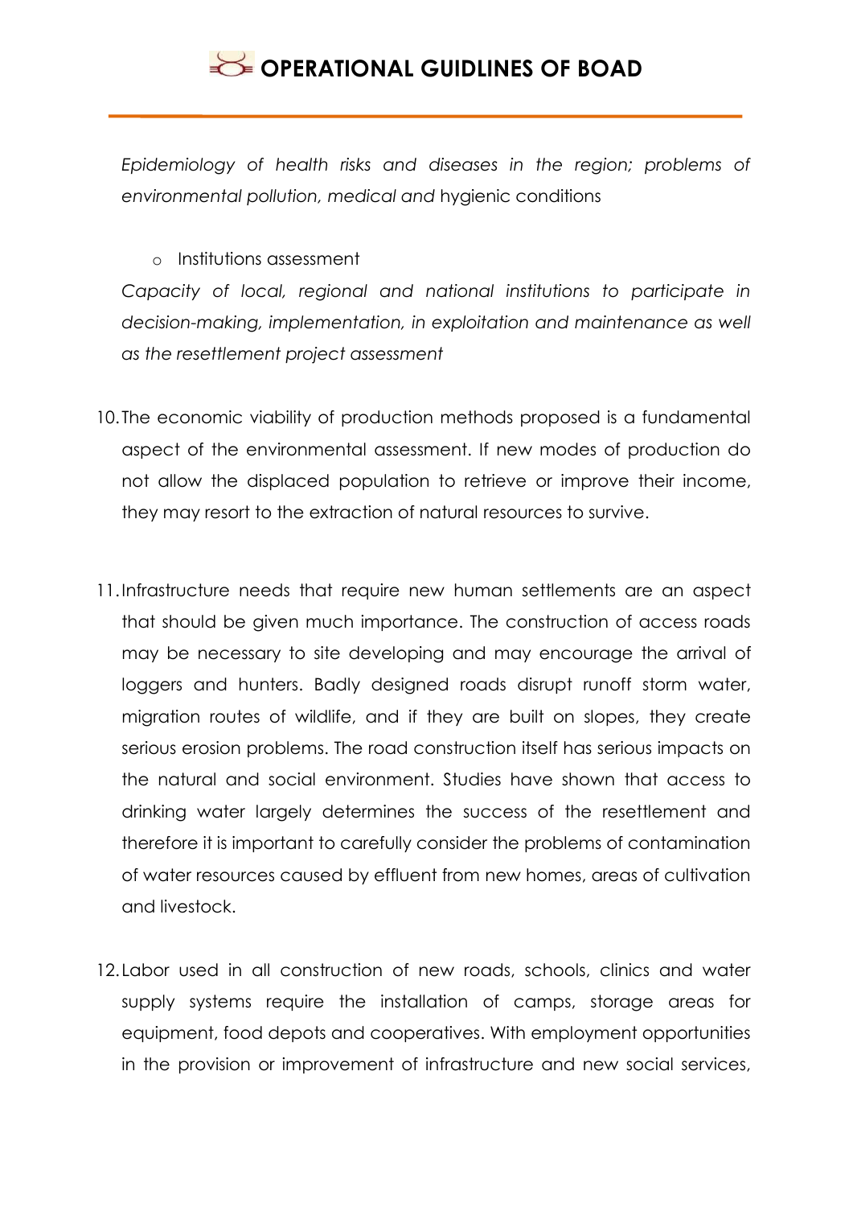*Epidemiology of health risks and diseases in the region; problems of environmental pollution, medical and* hygienic conditions

- Institutions assessment

*Capacity of local, regional and national institutions to participate in decision-making, implementation, in exploitation and maintenance as well as the resettlement project assessment*

10. The economic viability of production methods proposed is a fundamental aspect of the environmental assessment. If new modes of production do not allow the displaced population to retrieve or improve their income, they may resort to the extraction of natural resources to survive.

11. Infrastructure needs that require new human settlements are an aspect that should be given much importance. The construction of access roads may be necessary to site developing and may encourage the arrival of loggers and hunters. Badly designed roads disrupt runoff storm water, migration routes of wildlife, and if they are built on slopes, they create serious erosion problems. The road construction itself has serious impacts on the natural and social environment. Studies have shown that access to drinking water largely determines the success of the resettlement and therefore it is important to carefully consider the problems of contamination of water resources caused by effluent from new homes, areas of cultivation and livestock.

12. Labor used in all construction of new roads, schools, clinics and water supply systems require the installation of camps, storage areas for equipment, food depots and cooperatives. With employment opportunities in the provision or improvement of infrastructure and new social services,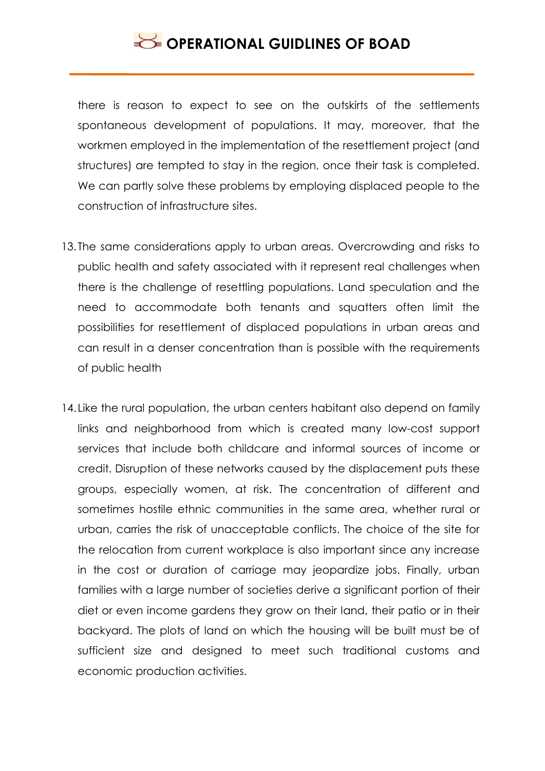there is reason to expect to see on the outskirts of the settlements spontaneous development of populations. It may, moreover, that the workmen employed in the implementation of the resettlement project (and structures) are tempted to stay in the region, once their task is completed. We can partly solve these problems by employing displaced people to the construction of infrastructure sites.

13. The same considerations apply to urban areas. Overcrowding and risks to public health and safety associated with it represent real challenges when there is the challenge of resettling populations. Land speculation and the need to accommodate both tenants and squatters often limit the possibilities for resettlement of displaced populations in urban areas and can result in a denser concentration than is possible with the requirements of public health

14. Like the rural population, the urban centers habitant also depend on family links and neighborhood from which is created many low-cost support services that include both childcare and informal sources of income or credit. Disruption of these networks caused by the displacement puts these groups, especially women, at risk. The concentration of different and sometimes hostile ethnic communities in the same area, whether rural or urban, carries the risk of unacceptable conflicts. The choice of the site for the relocation from current workplace is also important since any increase in the cost or duration of carriage may jeopardize jobs. Finally, urban families with a large number of societies derive a significant portion of their diet or even income gardens they grow on their land, their patio or in their backyard. The plots of land on which the housing will be built must be of sufficient size and designed to meet such traditional customs and economic production activities.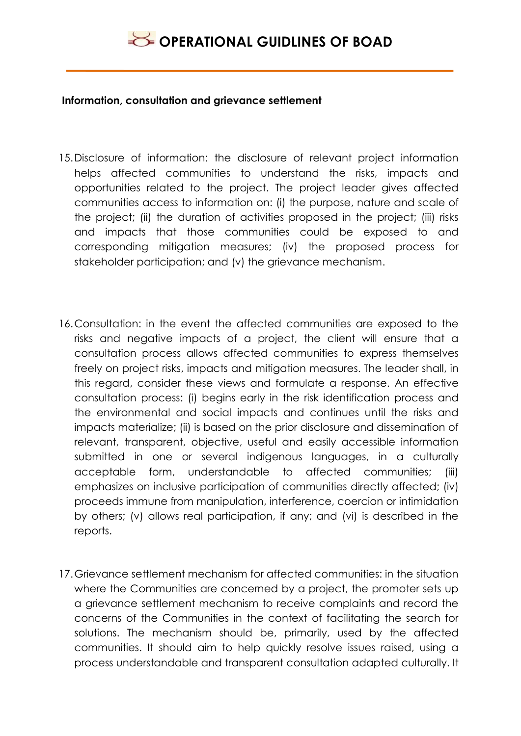**Information, consultation and grievance settlement**

15. Disclosure of information: the disclosure of relevant project information helps affected communities to understand the risks, impacts and opportunities related to the project. The project leader gives affected communities access to information on: (i) the purpose, nature and scale of the project; (ii) the duration of activities proposed in the project; (iii) risks and impacts that those communities could be exposed to and corresponding mitigation measures; (iv) the proposed process for stakeholder participation; and (v) the grievance mechanism.

16. Consultation: in the event the affected communities are exposed to the risks and negative impacts of a project, the client will ensure that a consultation process allows affected communities to express themselves freely on project risks, impacts and mitigation measures. The leader shall, in this regard, consider these views and formulate a response. An effective consultation process: (i) begins early in the risk identification process and the environmental and social impacts and continues until the risks and impacts materialize; (ii) is based on the prior disclosure and dissemination of relevant, transparent, objective, useful and easily accessible information submitted in one or several indigenous languages, in a culturally acceptable form, understandable to affected communities; (iii) emphasizes on inclusive participation of communities directly affected; (iv) proceeds immune from manipulation, interference, coercion or intimidation by others; (v) allows real participation, if any; and (vi) is described in the reports.

17. Grievance settlement mechanism for affected communities: in the situation where the Communities are concerned by a project, the promoter sets up a grievance settlement mechanism to receive complaints and record the concerns of the Communities in the context of facilitating the search for solutions. The mechanism should be, primarily, used by the affected communities. It should aim to help quickly resolve issues raised, using a process understandable and transparent consultation adapted culturally. It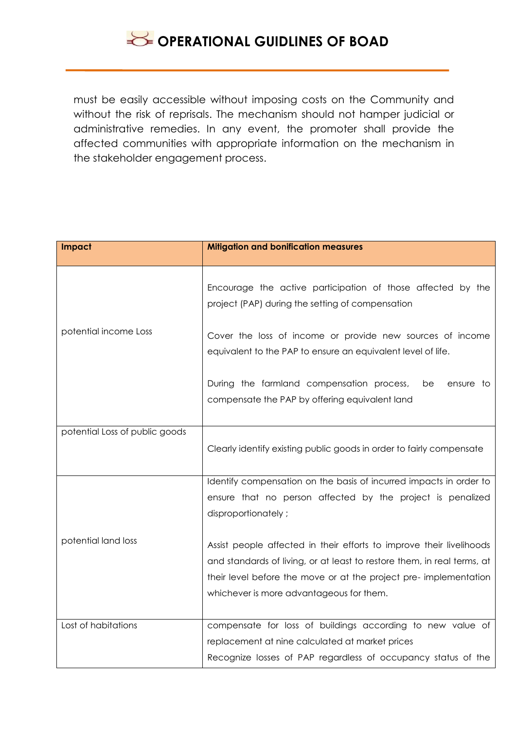must be easily accessible without imposing costs on the Community and without the risk of reprisals. The mechanism should not hamper judicial or administrative remedies. In any event, the promoter shall provide the affected communities with appropriate information on the mechanism in the stakeholder engagement process.

| **Impact** | **Mitigation and bonification measures** |
| --- | --- |
| potential income Loss | Encourage the active participation of those affected by the project (PAP) during the setting of compensation<br><br>Cover the loss of income or provide new sources of income equivalent to the PAP to ensure an equivalent level of life.<br><br>During the farmland compensation process, be ensure to compensate the PAP by offering equivalent land |
| potential Loss of public goods | Clearly identify existing public goods in order to fairly compensate |
| potential land loss | Identify compensation on the basis of incurred impacts in order to ensure that no person affected by the project is penalized disproportionately ;<br><br>Assist people affected in their efforts to improve their livelihoods and standards of living, or at least to restore them, in real terms, at their level before the move or at the project pre- implementation whichever is more advantageous for them. |
| Lost of habitations | compensate for loss of buildings according to new value of replacement at nine calculated at market prices<br>Recognize losses of PAP regardless of occupancy status of the |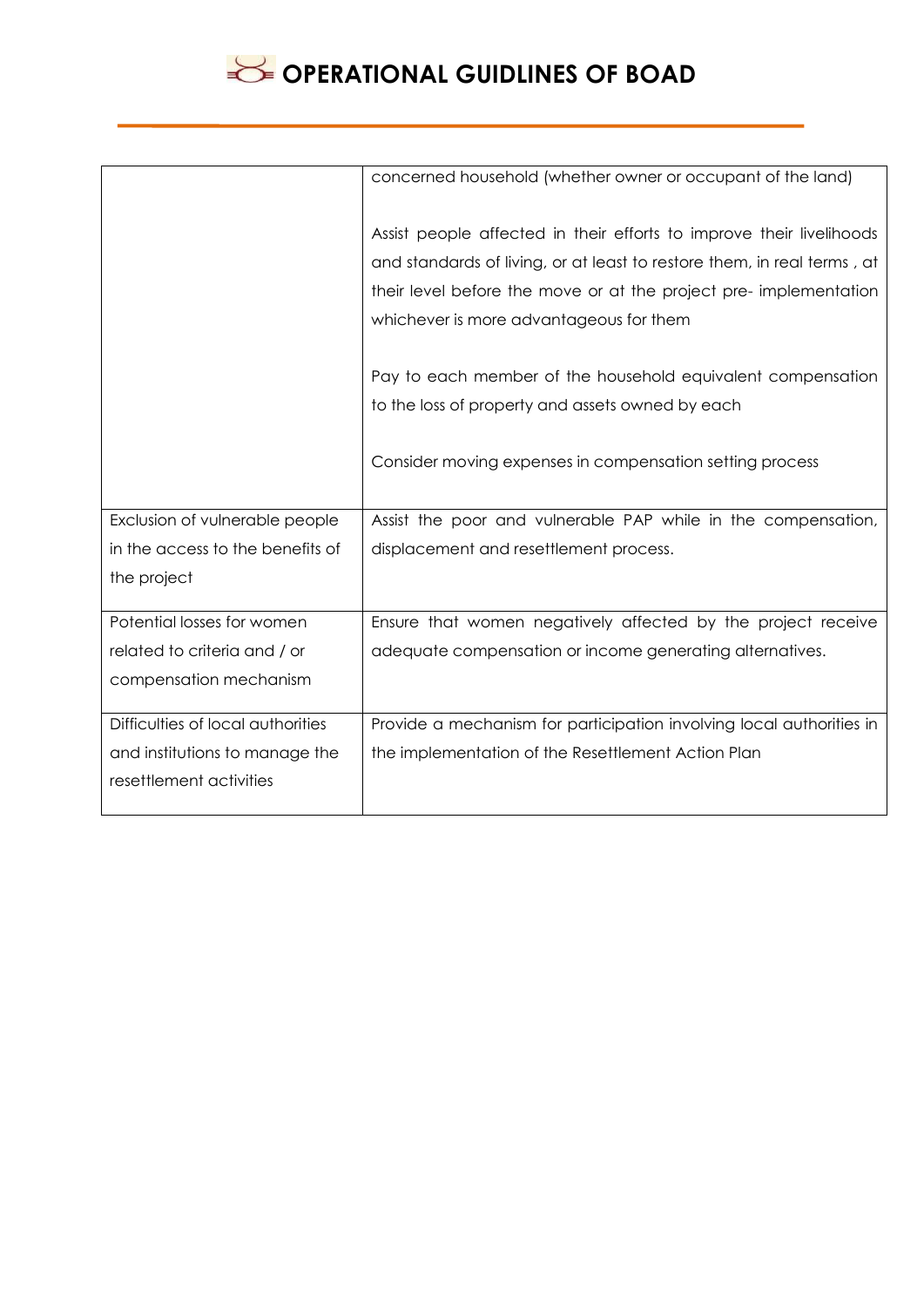| | |
|---|---|
| | concerned household (whether owner or occupant of the land)<br><br>Assist people affected in their efforts to improve their livelihoods and standards of living, or at least to restore them, in real terms , at their level before the move or at the project pre- implementation whichever is more advantageous for them<br><br>Pay to each member of the household equivalent compensation to the loss of property and assets owned by each<br><br>Consider moving expenses in compensation setting process |
| Exclusion of vulnerable people in the access to the benefits of the project | Assist the poor and vulnerable PAP while in the compensation, displacement and resettlement process. |
| Potential losses for women related to criteria and / or compensation mechanism | Ensure that women negatively affected by the project receive adequate compensation or income generating alternatives. |
| Difficulties of local authorities and institutions to manage the resettlement activities | Provide a mechanism for participation involving local authorities in the implementation of the Resettlement Action Plan |